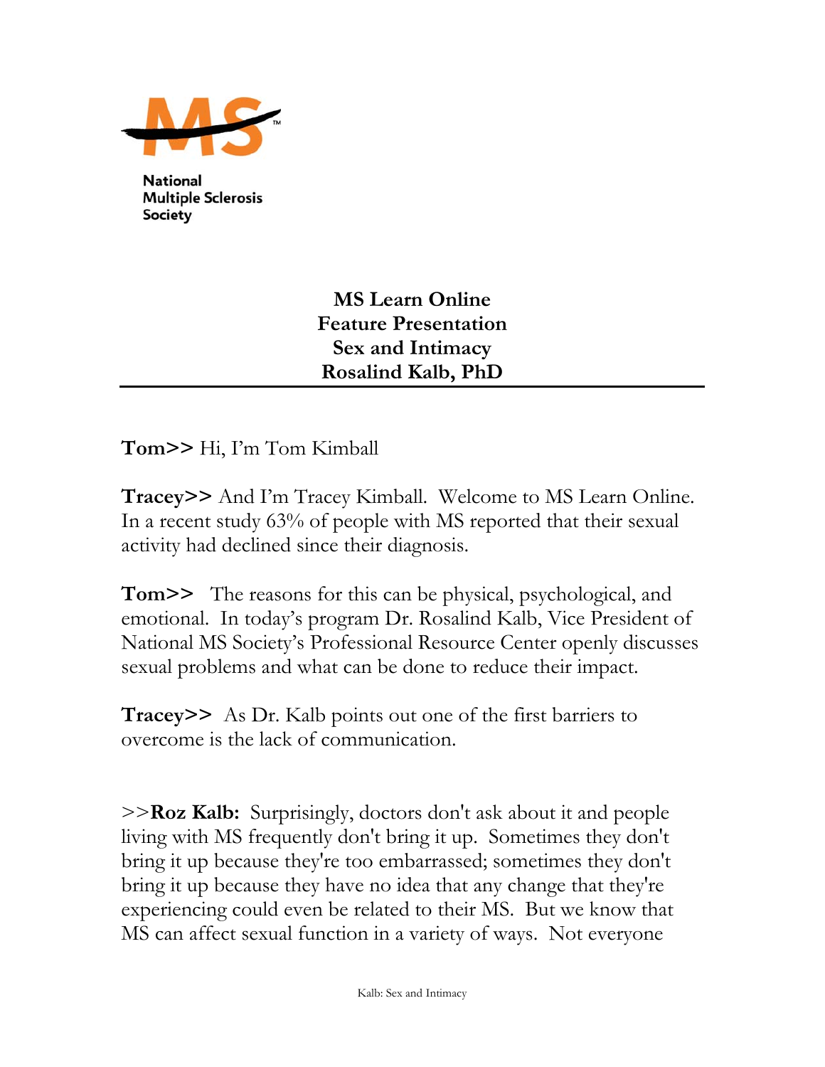National Multiple Sclerosis Society

**MS Learn Online**
**Feature Presentation**
**Sex and Intimacy**
**Rosalind Kalb, PhD**

---

**Tom>>** Hi, I'm Tom Kimball

**Tracey>>** And I'm Tracey Kimball. Welcome to MS Learn Online. In a recent study 63% of people with MS reported that their sexual activity had declined since their diagnosis.

**Tom>>** The reasons for this can be physical, psychological, and emotional. In today's program Dr. Rosalind Kalb, Vice President of National MS Society's Professional Resource Center openly discusses sexual problems and what can be done to reduce their impact.

**Tracey>>** As Dr. Kalb points out one of the first barriers to overcome is the lack of communication.

>>**Roz Kalb:** Surprisingly, doctors don't ask about it and people living with MS frequently don't bring it up. Sometimes they don't bring it up because they're too embarrassed; sometimes they don't bring it up because they have no idea that any change that they're experiencing could even be related to their MS. But we know that MS can affect sexual function in a variety of ways. Not everyone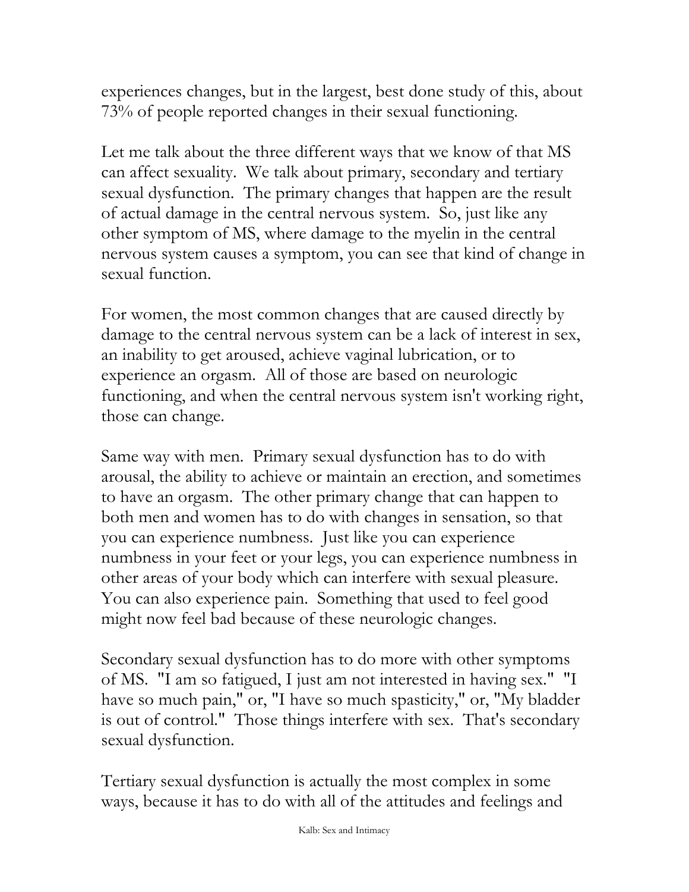experiences changes, but in the largest, best done study of this, about 73% of people reported changes in their sexual functioning.

Let me talk about the three different ways that we know of that MS can affect sexuality. We talk about primary, secondary and tertiary sexual dysfunction. The primary changes that happen are the result of actual damage in the central nervous system. So, just like any other symptom of MS, where damage to the myelin in the central nervous system causes a symptom, you can see that kind of change in sexual function.

For women, the most common changes that are caused directly by damage to the central nervous system can be a lack of interest in sex, an inability to get aroused, achieve vaginal lubrication, or to experience an orgasm. All of those are based on neurologic functioning, and when the central nervous system isn't working right, those can change.

Same way with men. Primary sexual dysfunction has to do with arousal, the ability to achieve or maintain an erection, and sometimes to have an orgasm. The other primary change that can happen to both men and women has to do with changes in sensation, so that you can experience numbness. Just like you can experience numbness in your feet or your legs, you can experience numbness in other areas of your body which can interfere with sexual pleasure. You can also experience pain. Something that used to feel good might now feel bad because of these neurologic changes.

Secondary sexual dysfunction has to do more with other symptoms of MS. "I am so fatigued, I just am not interested in having sex." "I have so much pain," or, "I have so much spasticity," or, "My bladder is out of control." Those things interfere with sex. That's secondary sexual dysfunction.

Tertiary sexual dysfunction is actually the most complex in some ways, because it has to do with all of the attitudes and feelings and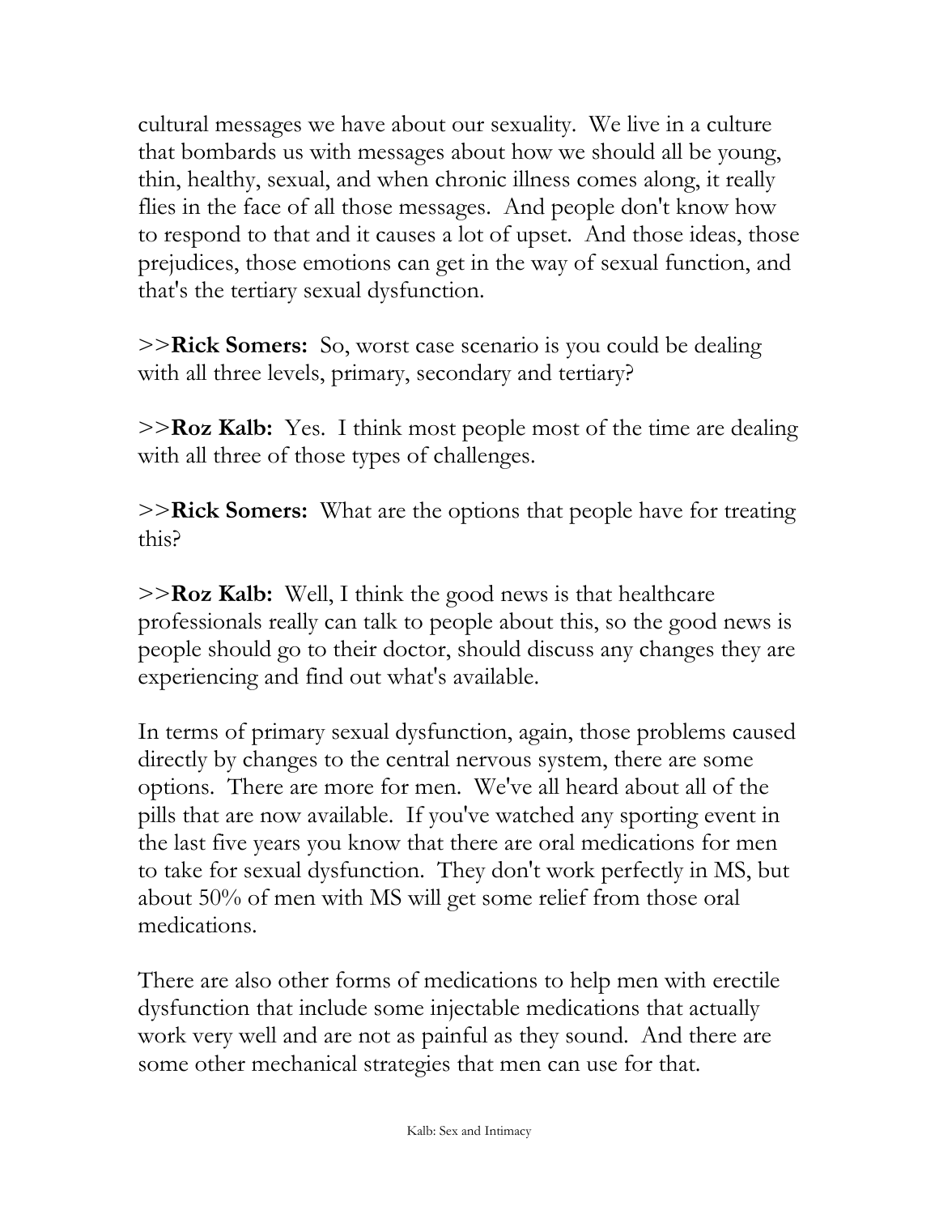cultural messages we have about our sexuality. We live in a culture that bombards us with messages about how we should all be young, thin, healthy, sexual, and when chronic illness comes along, it really flies in the face of all those messages. And people don't know how to respond to that and it causes a lot of upset. And those ideas, those prejudices, those emotions can get in the way of sexual function, and that's the tertiary sexual dysfunction.

>>**Rick Somers:** So, worst case scenario is you could be dealing with all three levels, primary, secondary and tertiary?

>>**Roz Kalb:** Yes. I think most people most of the time are dealing with all three of those types of challenges.

>>**Rick Somers:** What are the options that people have for treating this?

>>**Roz Kalb:** Well, I think the good news is that healthcare professionals really can talk to people about this, so the good news is people should go to their doctor, should discuss any changes they are experiencing and find out what's available.

In terms of primary sexual dysfunction, again, those problems caused directly by changes to the central nervous system, there are some options. There are more for men. We've all heard about all of the pills that are now available. If you've watched any sporting event in the last five years you know that there are oral medications for men to take for sexual dysfunction. They don't work perfectly in MS, but about 50% of men with MS will get some relief from those oral medications.

There are also other forms of medications to help men with erectile dysfunction that include some injectable medications that actually work very well and are not as painful as they sound. And there are some other mechanical strategies that men can use for that.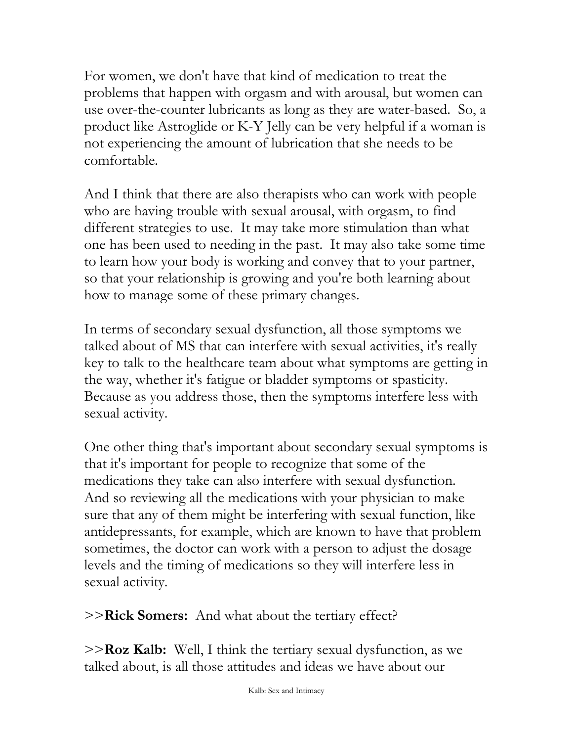For women, we don't have that kind of medication to treat the problems that happen with orgasm and with arousal, but women can use over-the-counter lubricants as long as they are water-based. So, a product like Astroglide or K-Y Jelly can be very helpful if a woman is not experiencing the amount of lubrication that she needs to be comfortable.

And I think that there are also therapists who can work with people who are having trouble with sexual arousal, with orgasm, to find different strategies to use. It may take more stimulation than what one has been used to needing in the past. It may also take some time to learn how your body is working and convey that to your partner, so that your relationship is growing and you're both learning about how to manage some of these primary changes.

In terms of secondary sexual dysfunction, all those symptoms we talked about of MS that can interfere with sexual activities, it's really key to talk to the healthcare team about what symptoms are getting in the way, whether it's fatigue or bladder symptoms or spasticity. Because as you address those, then the symptoms interfere less with sexual activity.

One other thing that's important about secondary sexual symptoms is that it's important for people to recognize that some of the medications they take can also interfere with sexual dysfunction. And so reviewing all the medications with your physician to make sure that any of them might be interfering with sexual function, like antidepressants, for example, which are known to have that problem sometimes, the doctor can work with a person to adjust the dosage levels and the timing of medications so they will interfere less in sexual activity.

>>**Rick Somers:** And what about the tertiary effect?

>>**Roz Kalb:** Well, I think the tertiary sexual dysfunction, as we talked about, is all those attitudes and ideas we have about our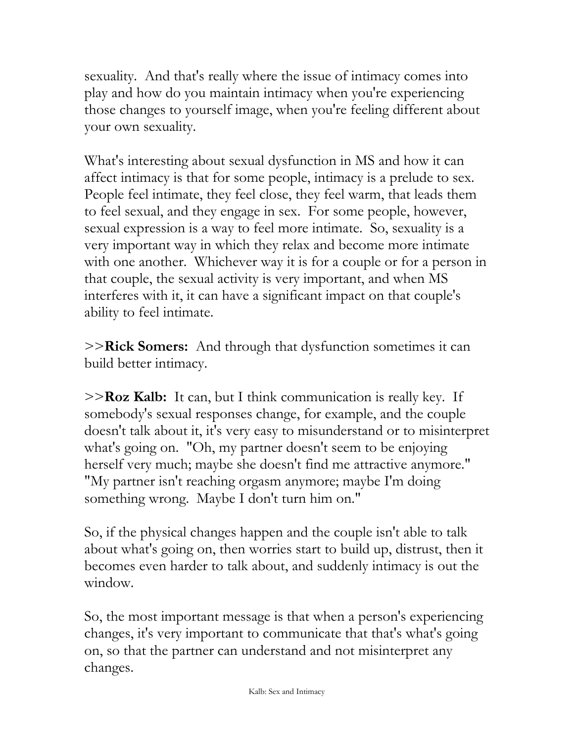sexuality. And that's really where the issue of intimacy comes into play and how do you maintain intimacy when you're experiencing those changes to yourself image, when you're feeling different about your own sexuality.

What's interesting about sexual dysfunction in MS and how it can affect intimacy is that for some people, intimacy is a prelude to sex. People feel intimate, they feel close, they feel warm, that leads them to feel sexual, and they engage in sex. For some people, however, sexual expression is a way to feel more intimate. So, sexuality is a very important way in which they relax and become more intimate with one another. Whichever way it is for a couple or for a person in that couple, the sexual activity is very important, and when MS interferes with it, it can have a significant impact on that couple's ability to feel intimate.

>>**Rick Somers:** And through that dysfunction sometimes it can build better intimacy.

>>**Roz Kalb:** It can, but I think communication is really key. If somebody's sexual responses change, for example, and the couple doesn't talk about it, it's very easy to misunderstand or to misinterpret what's going on. "Oh, my partner doesn't seem to be enjoying herself very much; maybe she doesn't find me attractive anymore." "My partner isn't reaching orgasm anymore; maybe I'm doing something wrong. Maybe I don't turn him on."

So, if the physical changes happen and the couple isn't able to talk about what's going on, then worries start to build up, distrust, then it becomes even harder to talk about, and suddenly intimacy is out the window.

So, the most important message is that when a person's experiencing changes, it's very important to communicate that that's what's going on, so that the partner can understand and not misinterpret any changes.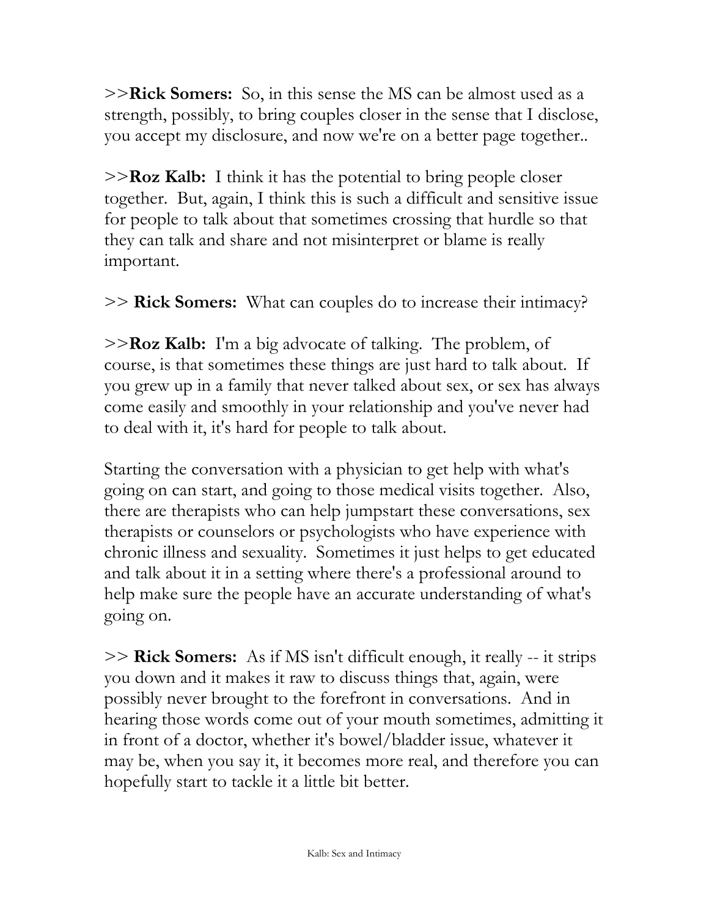>>**Rick Somers:** So, in this sense the MS can be almost used as a strength, possibly, to bring couples closer in the sense that I disclose, you accept my disclosure, and now we're on a better page together..

>>**Roz Kalb:** I think it has the potential to bring people closer together. But, again, I think this is such a difficult and sensitive issue for people to talk about that sometimes crossing that hurdle so that they can talk and share and not misinterpret or blame is really important.

>> **Rick Somers:** What can couples do to increase their intimacy?

>>**Roz Kalb:** I'm a big advocate of talking. The problem, of course, is that sometimes these things are just hard to talk about. If you grew up in a family that never talked about sex, or sex has always come easily and smoothly in your relationship and you've never had to deal with it, it's hard for people to talk about.

Starting the conversation with a physician to get help with what's going on can start, and going to those medical visits together. Also, there are therapists who can help jumpstart these conversations, sex therapists or counselors or psychologists who have experience with chronic illness and sexuality. Sometimes it just helps to get educated and talk about it in a setting where there's a professional around to help make sure the people have an accurate understanding of what's going on.

>> **Rick Somers:** As if MS isn't difficult enough, it really -- it strips you down and it makes it raw to discuss things that, again, were possibly never brought to the forefront in conversations. And in hearing those words come out of your mouth sometimes, admitting it in front of a doctor, whether it's bowel/bladder issue, whatever it may be, when you say it, it becomes more real, and therefore you can hopefully start to tackle it a little bit better.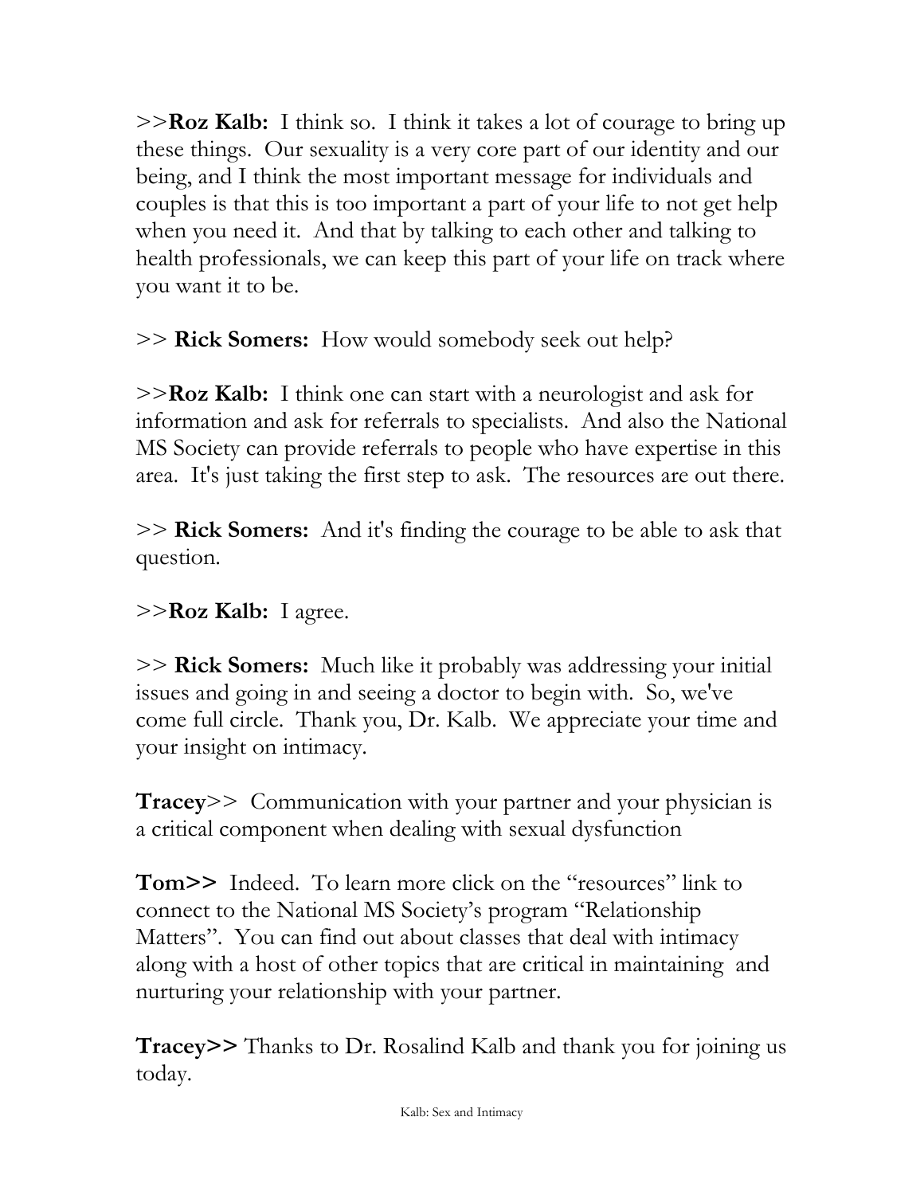>>**Roz Kalb:** I think so. I think it takes a lot of courage to bring up these things. Our sexuality is a very core part of our identity and our being, and I think the most important message for individuals and couples is that this is too important a part of your life to not get help when you need it. And that by talking to each other and talking to health professionals, we can keep this part of your life on track where you want it to be.

>> **Rick Somers:** How would somebody seek out help?

>>**Roz Kalb:** I think one can start with a neurologist and ask for information and ask for referrals to specialists. And also the National MS Society can provide referrals to people who have expertise in this area. It's just taking the first step to ask. The resources are out there.

>> **Rick Somers:** And it's finding the courage to be able to ask that question.

>>**Roz Kalb:** I agree.

>> **Rick Somers:** Much like it probably was addressing your initial issues and going in and seeing a doctor to begin with. So, we've come full circle. Thank you, Dr. Kalb. We appreciate your time and your insight on intimacy.

**Tracey**>> Communication with your partner and your physician is a critical component when dealing with sexual dysfunction

**Tom>>** Indeed. To learn more click on the "resources" link to connect to the National MS Society's program "Relationship Matters". You can find out about classes that deal with intimacy along with a host of other topics that are critical in maintaining and nurturing your relationship with your partner.

**Tracey>>** Thanks to Dr. Rosalind Kalb and thank you for joining us today.